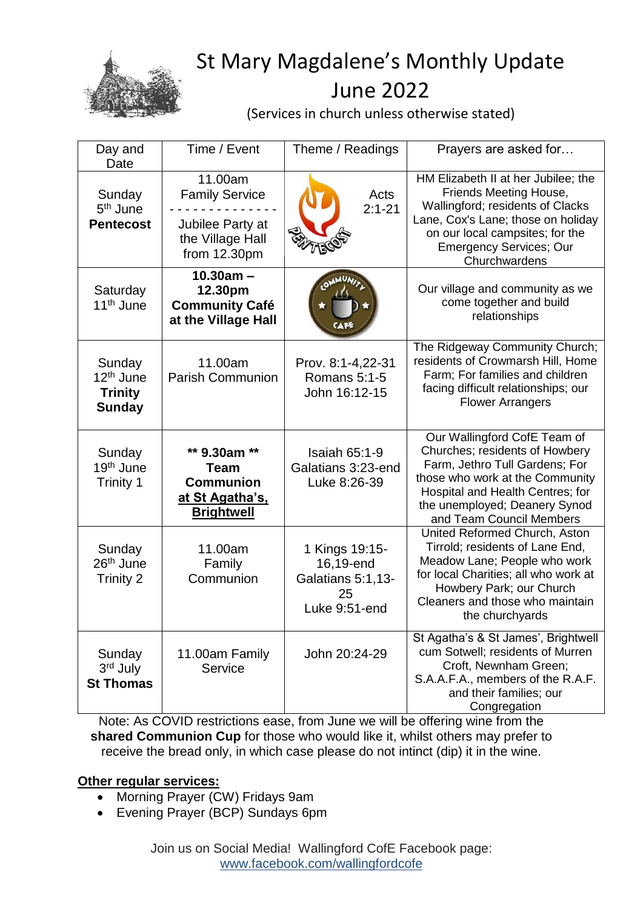# St Mary Magdalene's Monthly Update

# June 2022

(Services in church unless otherwise stated)

| Day and Date | Time / Event | Theme / Readings | Prayers are asked for… |
|---|---|---|---|
| Sunday 5th June **Pentecost** | 11.00am Family Service - - - - - - - - - - - - - - Jubilee Party at the Village Hall from 12.30pm | PENTECOST Acts 2:1-21 | HM Elizabeth II at her Jubilee; the Friends Meeting House, Wallingford; residents of Clacks Lane, Cox's Lane; those on holiday on our local campsites; for the Emergency Services; Our Churchwardens |
| Saturday 11th June | **10.30am – 12.30pm Community Café at the Village Hall** | COMMUNITY CAFE | Our village and community as we come together and build relationships |
| Sunday 12th June **Trinity Sunday** | 11.00am Parish Communion | Prov. 8:1-4,22-31 Romans 5:1-5 John 16:12-15 | The Ridgeway Community Church; residents of Crowmarsh Hill, Home Farm; For families and children facing difficult relationships; our Flower Arrangers |
| Sunday 19th June Trinity 1 | **\*\* 9.30am \*\* Team Communion at St Agatha's, Brightwell** | Isaiah 65:1-9 Galatians 3:23-end Luke 8:26-39 | Our Wallingford CofE Team of Churches; residents of Howbery Farm, Jethro Tull Gardens; For those who work at the Community Hospital and Health Centres; for the unemployed; Deanery Synod and Team Council Members |
| Sunday 26th June Trinity 2 | 11.00am Family Communion | 1 Kings 19:15-16,19-end Galatians 5:1,13-25 Luke 9:51-end | United Reformed Church, Aston Tirrold; residents of Lane End, Meadow Lane; People who work for local Charities; all who work at Howbery Park; our Church Cleaners and those who maintain the churchyards |
| Sunday 3rd July **St Thomas** | 11.00am Family Service | John 20:24-29 | St Agatha's & St James', Brightwell cum Sotwell; residents of Murren Croft, Newnham Green; S.A.A.F.A., members of the R.A.F. and their families; our Congregation |

Note: As COVID restrictions ease, from June we will be offering wine from the **shared Communion Cup** for those who would like it, whilst others may prefer to receive the bread only, in which case please do not intinct (dip) it in the wine.

**Other regular services:**

- Morning Prayer (CW) Fridays 9am
- Evening Prayer (BCP) Sundays 6pm

Join us on Social Media! Wallingford CofE Facebook page: www.facebook.com/wallingfordcofe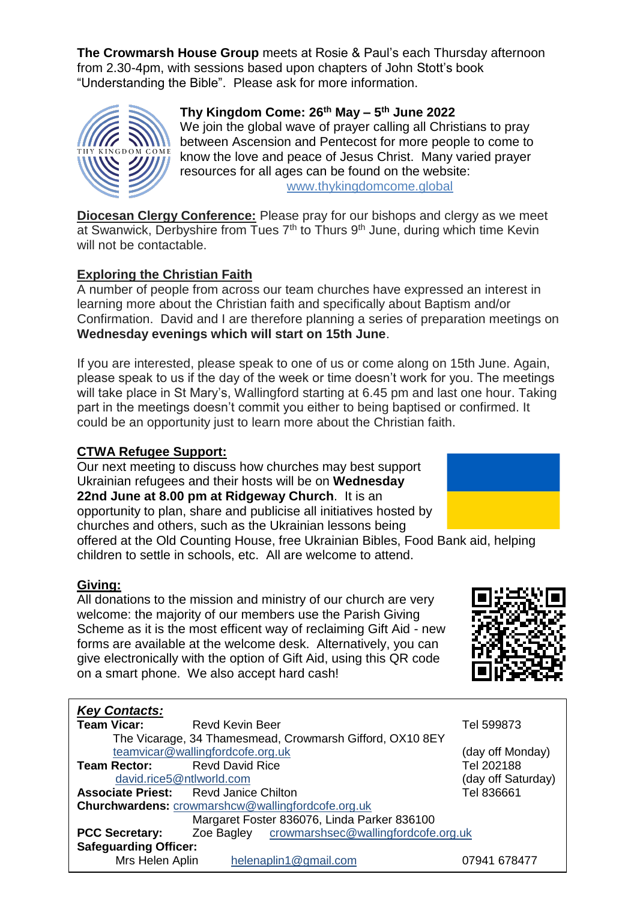**The Crowmarsh House Group** meets at Rosie & Paul's each Thursday afternoon from 2.30-4pm, with sessions based upon chapters of John Stott's book "Understanding the Bible". Please ask for more information.

**Thy Kingdom Come: 26th May – 5th June 2022**
We join the global wave of prayer calling all Christians to pray between Ascension and Pentecost for more people to come to know the love and peace of Jesus Christ. Many varied prayer resources for all ages can be found on the website: www.thykingdomcome.global

**Diocesan Clergy Conference:** Please pray for our bishops and clergy as we meet at Swanwick, Derbyshire from Tues 7th to Thurs 9th June, during which time Kevin will not be contactable.

**Exploring the Christian Faith**

A number of people from across our team churches have expressed an interest in learning more about the Christian faith and specifically about Baptism and/or Confirmation. David and I are therefore planning a series of preparation meetings on **Wednesday evenings which will start on 15th June**.

If you are interested, please speak to one of us or come along on 15th June. Again, please speak to us if the day of the week or time doesn't work for you. The meetings will take place in St Mary's, Wallingford starting at 6.45 pm and last one hour. Taking part in the meetings doesn't commit you either to being baptised or confirmed. It could be an opportunity just to learn more about the Christian faith.

**CTWA Refugee Support:**

Our next meeting to discuss how churches may best support Ukrainian refugees and their hosts will be on **Wednesday 22nd June at 8.00 pm at Ridgeway Church**. It is an opportunity to plan, share and publicise all initiatives hosted by churches and others, such as the Ukrainian lessons being offered at the Old Counting House, free Ukrainian Bibles, Food Bank aid, helping children to settle in schools, etc. All are welcome to attend.

**Giving:**

All donations to the mission and ministry of our church are very welcome: the majority of our members use the Parish Giving Scheme as it is the most efficent way of reclaiming Gift Aid - new forms are available at the welcome desk. Alternatively, you can give electronically with the option of Gift Aid, using this QR code on a smart phone. We also accept hard cash!

***Key Contacts:***

**Team Vicar:** Revd Kevin Beer — Tel 599873
The Vicarage, 34 Thamesmead, Crowmarsh Gifford, OX10 8EY
teamvicar@wallingfordcofe.org.uk — (day off Monday)

**Team Rector:** Revd David Rice — Tel 202188
david.rice5@ntlworld.com — (day off Saturday)

**Associate Priest:** Revd Janice Chilton — Tel 836661

**Churchwardens:** crowmarshcw@wallingfordcofe.org.uk
Margaret Foster 836076, Linda Parker 836100

**PCC Secretary:** Zoe Bagley crowmarshsec@wallingfordcofe.org.uk

**Safeguarding Officer:**
Mrs Helen Aplin helenaplin1@gmail.com 07941 678477